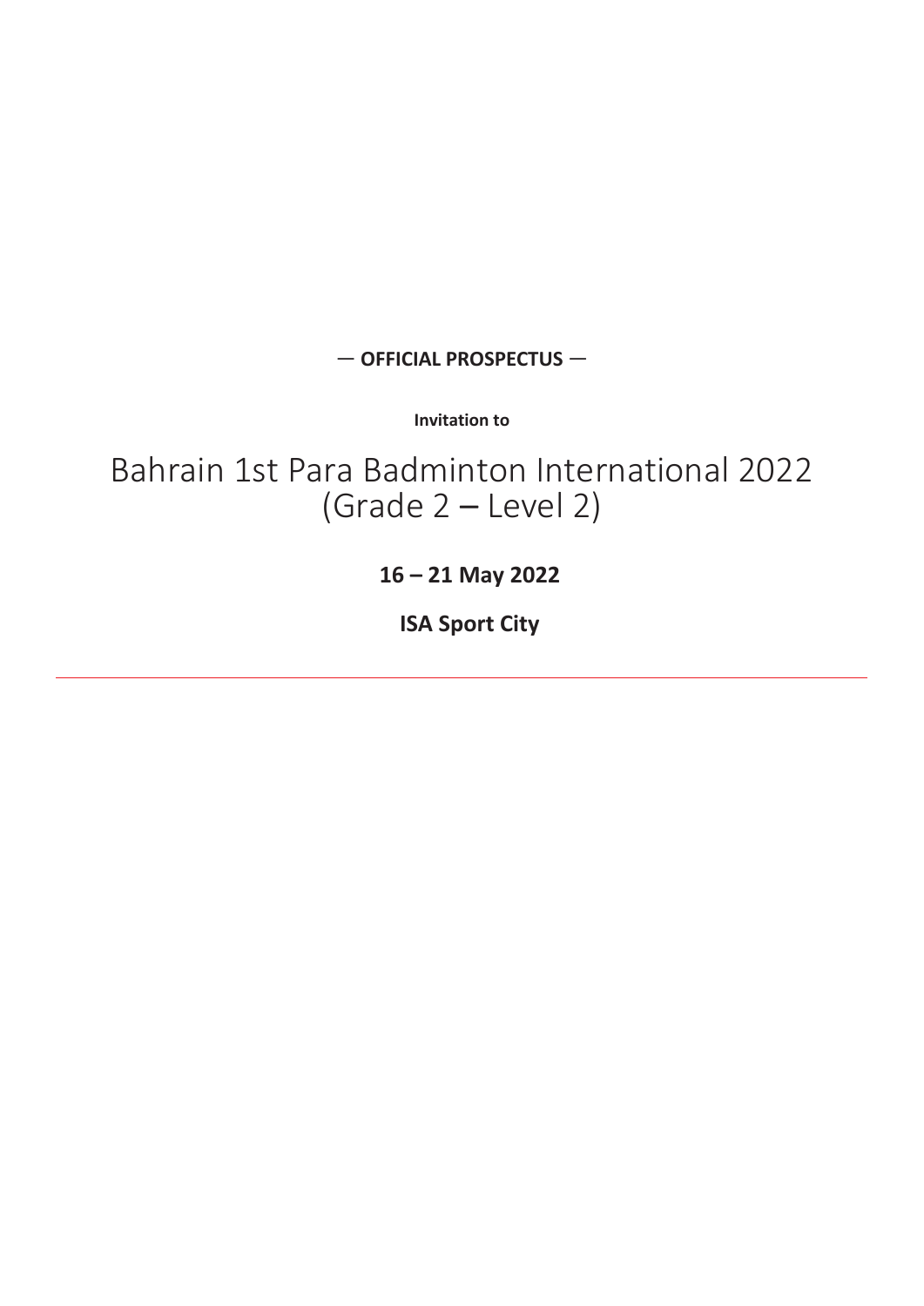— **OFFICIAL PROSPECTUS** —

**Invitation to**

# Bahrain 1st Para Badminton International 2022 (Grade 2 – Level 2)

**16 – 21 May 2022**

**ISA Sport City**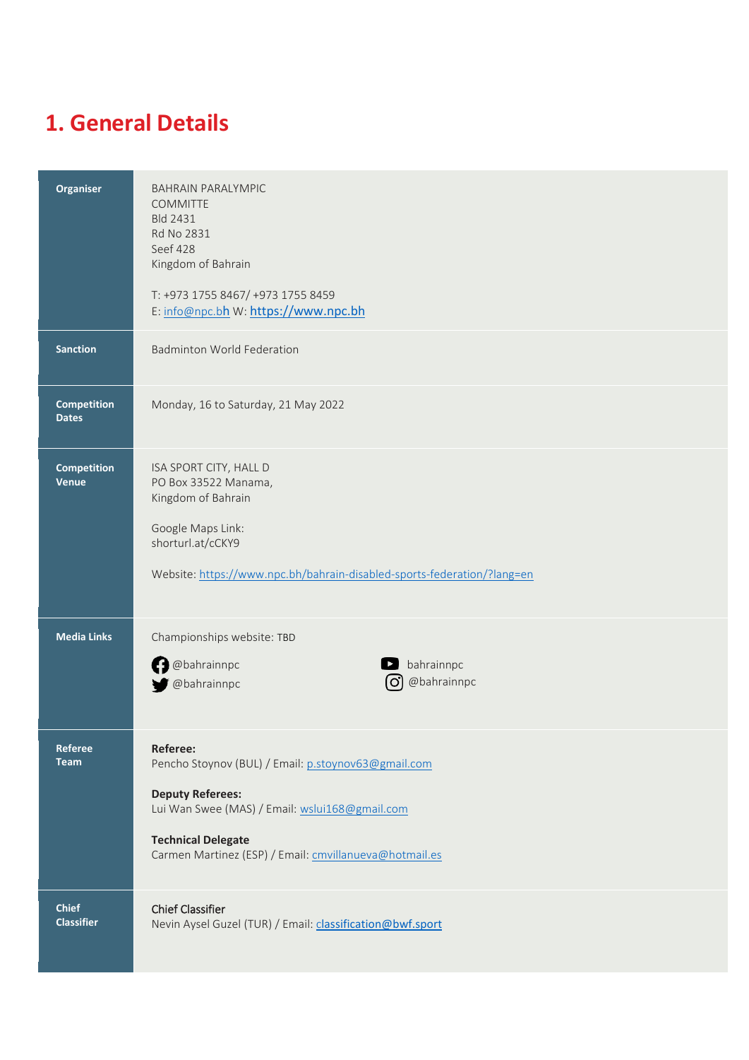# 1. General Details

| | |
|---|---|
| **Organiser** | BAHRAIN PARALYMPIC COMMITTE<br>Bld 2431<br>Rd No 2831<br>Seef 428<br>Kingdom of Bahrain<br><br>T: +973 1755 8467/ +973 1755 8459<br>E: info@npc.bh W: https://www.npc.bh |
| **Sanction** | Badminton World Federation |
| **Competition Dates** | Monday, 16 to Saturday, 21 May 2022 |
| **Competition Venue** | ISA SPORT CITY, HALL D<br>PO Box 33522 Manama,<br>Kingdom of Bahrain<br><br>Google Maps Link:<br>shorturl.at/cCKY9<br><br>Website: https://www.npc.bh/bahrain-disabled-sports-federation/?lang=en |
| **Media Links** | Championships website: TBD<br><br>@bahrainnpc (Facebook)<br>@bahrainnpc (Twitter)<br>bahrainnpc (YouTube)<br>@bahrainnpc (Instagram) |
| **Referee Team** | **Referee:**<br>Pencho Stoynov (BUL) / Email: p.stoynov63@gmail.com<br><br>**Deputy Referees:**<br>Lui Wan Swee (MAS) / Email: wslui168@gmail.com<br><br>**Technical Delegate**<br>Carmen Martinez (ESP) / Email: cmvillanueva@hotmail.es |
| **Chief Classifier** | Chief Classifier<br>Nevin Aysel Guzel (TUR) / Email: classification@bwf.sport |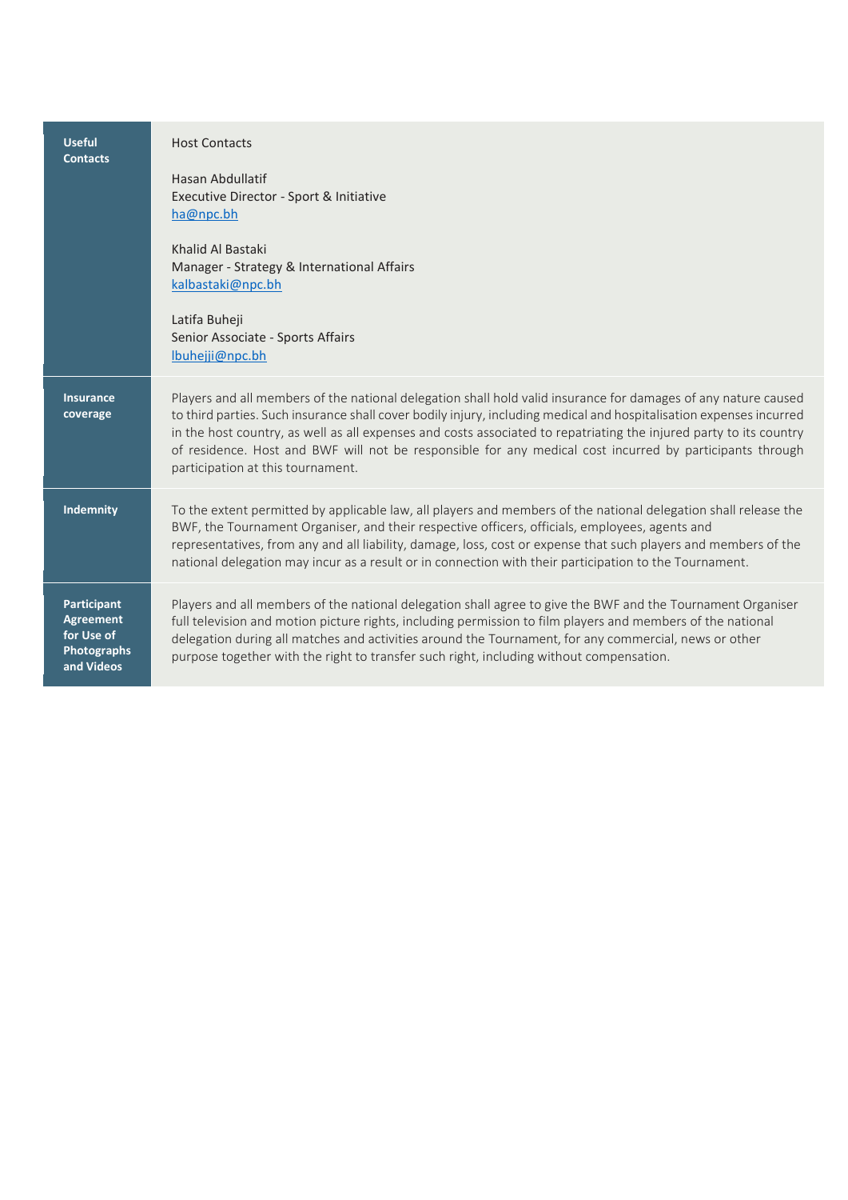| | |
|---|---|
| **Useful Contacts** | Host Contacts<br><br>Hasan Abdullatif<br>Executive Director - Sport & Initiative<br>ha@npc.bh<br><br>Khalid Al Bastaki<br>Manager - Strategy & International Affairs<br>kalbastaki@npc.bh<br><br>Latifa Buheji<br>Senior Associate - Sports Affairs<br>lbuhejji@npc.bh |
| **Insurance coverage** | Players and all members of the national delegation shall hold valid insurance for damages of any nature caused to third parties. Such insurance shall cover bodily injury, including medical and hospitalisation expenses incurred in the host country, as well as all expenses and costs associated to repatriating the injured party to its country of residence. Host and BWF will not be responsible for any medical cost incurred by participants through participation at this tournament. |
| **Indemnity** | To the extent permitted by applicable law, all players and members of the national delegation shall release the BWF, the Tournament Organiser, and their respective officers, officials, employees, agents and representatives, from any and all liability, damage, loss, cost or expense that such players and members of the national delegation may incur as a result or in connection with their participation to the Tournament. |
| **Participant Agreement for Use of Photographs and Videos** | Players and all members of the national delegation shall agree to give the BWF and the Tournament Organiser full television and motion picture rights, including permission to film players and members of the national delegation during all matches and activities around the Tournament, for any commercial, news or other purpose together with the right to transfer such right, including without compensation. |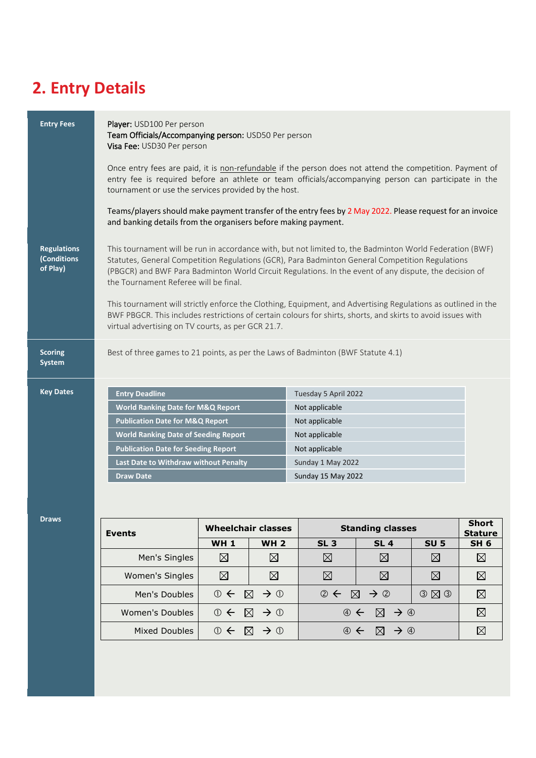## 2. Entry Details

### Entry Fees

**Player:** USD100 Per person
**Team Officials/Accompanying person:** USD50 Per person
**Visa Fee:** USD30 Per person

Once entry fees are paid, it is non-refundable if the person does not attend the competition. Payment of entry fee is required before an athlete or team officials/accompanying person can participate in the tournament or use the services provided by the host.

Teams/players should make payment transfer of the entry fees by 2 May 2022. Please request for an invoice and banking details from the organisers before making payment.

### Regulations (Conditions of Play)

This tournament will be run in accordance with, but not limited to, the Badminton World Federation (BWF) Statutes, General Competition Regulations (GCR), Para Badminton General Competition Regulations (PBGCR) and BWF Para Badminton World Circuit Regulations. In the event of any dispute, the decision of the Tournament Referee will be final.

This tournament will strictly enforce the Clothing, Equipment, and Advertising Regulations as outlined in the BWF PBGCR. This includes restrictions of certain colours for shirts, shorts, and skirts to avoid issues with virtual advertising on TV courts, as per GCR 21.7.

### Scoring System

Best of three games to 21 points, as per the Laws of Badminton (BWF Statute 4.1)

### Key Dates

| | |
|---|---|
| Entry Deadline | Tuesday 5 April 2022 |
| World Ranking Date for M&Q Report | Not applicable |
| Publication Date for M&Q Report | Not applicable |
| World Ranking Date of Seeding Report | Not applicable |
| Publication Date for Seeding Report | Not applicable |
| Last Date to Withdraw without Penalty | Sunday 1 May 2022 |
| Draw Date | Sunday 15 May 2022 |

### Draws

| Events | Wheelchair classes | | Standing classes | | | Short Stature |
|---|---|---|---|---|---|---|
| | WH 1 | WH 2 | SL 3 | SL 4 | SU 5 | SH 6 |
| Men's Singles | ☒ | ☒ | ☒ | ☒ | ☒ | ☒ |
| Women's Singles | ☒ | ☒ | ☒ | ☒ | ☒ | ☒ |
| Men's Doubles | ① ← ☒ → ① | | ② ← ☒ → ② | | ③ ☒ ③ | ☒ |
| Women's Doubles | ① ← ☒ → ① | | ④ ← ☒ → ④ | | | ☒ |
| Mixed Doubles | ① ← ☒ → ① | | ④ ← ☒ → ④ | | | ☒ |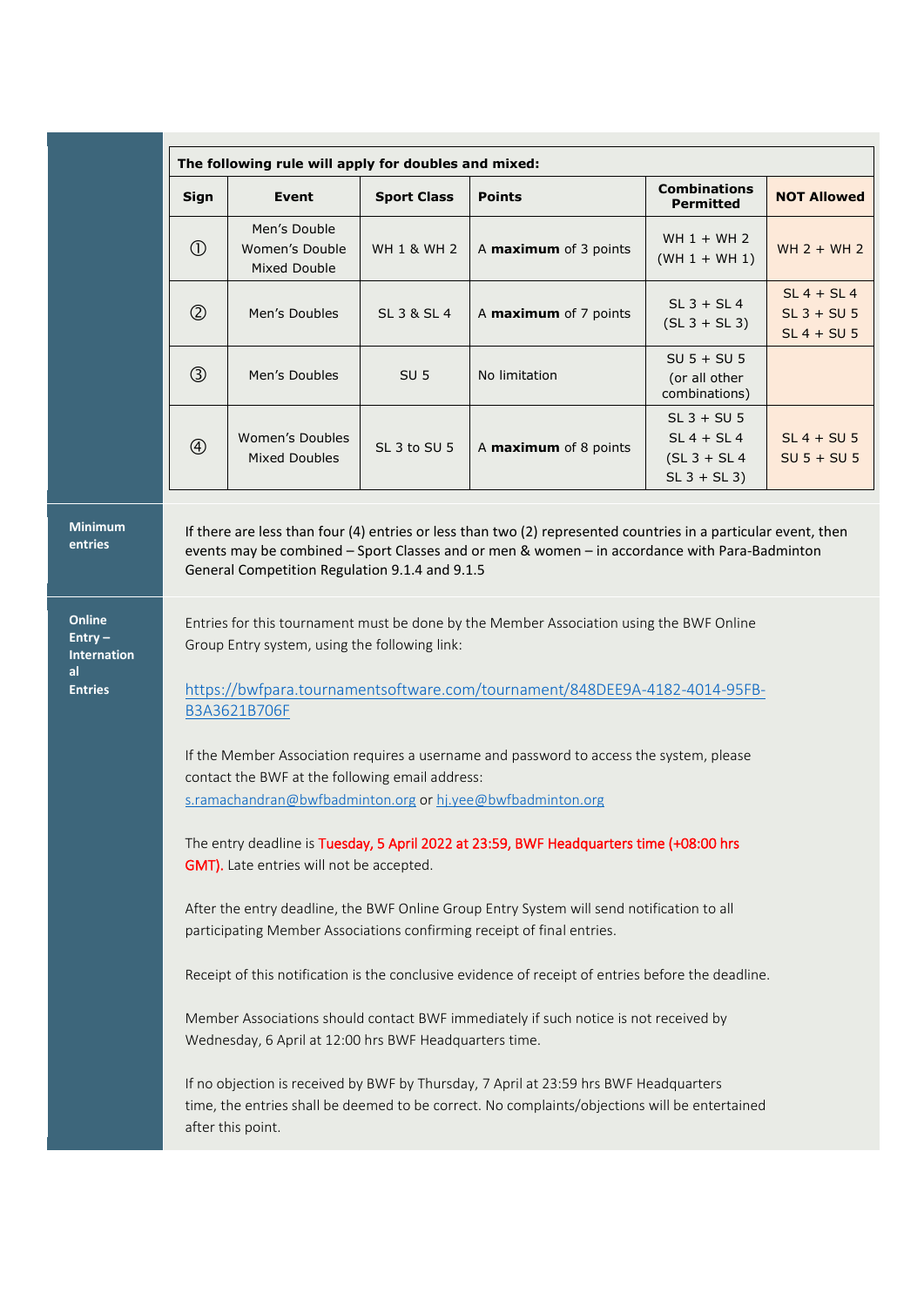| The following rule will apply for doubles and mixed: | | | | | |
|---|---|---|---|---|---|
| **Sign** | **Event** | **Sport Class** | **Points** | **Combinations Permitted** | **NOT Allowed** |
| ① | Men's Double<br>Women's Double<br>Mixed Double | WH 1 & WH 2 | A **maximum** of 3 points | WH 1 + WH 2<br>(WH 1 + WH 1) | WH 2 + WH 2 |
| ② | Men's Doubles | SL 3 & SL 4 | A **maximum** of 7 points | SL 3 + SL 4<br>(SL 3 + SL 3) | SL 4 + SL 4<br>SL 3 + SU 5<br>SL 4 + SU 5 |
| ③ | Men's Doubles | SU 5 | No limitation | SU 5 + SU 5<br>(or all other combinations) | |
| ④ | Women's Doubles<br>Mixed Doubles | SL 3 to SU 5 | A **maximum** of 8 points | SL 3 + SU 5<br>SL 4 + SL 4<br>(SL 3 + SL 4<br>SL 3 + SL 3) | SL 4 + SU 5<br>SU 5 + SU 5 |

**Minimum entries**

If there are less than four (4) entries or less than two (2) represented countries in a particular event, then events may be combined – Sport Classes and or men & women – in accordance with Para-Badminton General Competition Regulation 9.1.4 and 9.1.5

**Online Entry – International Entries**

Entries for this tournament must be done by the Member Association using the BWF Online Group Entry system, using the following link:

https://bwfpara.tournamentsoftware.com/tournament/848DEE9A-4182-4014-95FB-B3A3621B706F

If the Member Association requires a username and password to access the system, please contact the BWF at the following email address:
s.ramachandran@bwfbadminton.org or hj.yee@bwfbadminton.org

The entry deadline is Tuesday, 5 April 2022 at 23:59, BWF Headquarters time (+08:00 hrs GMT). Late entries will not be accepted.

After the entry deadline, the BWF Online Group Entry System will send notification to all participating Member Associations confirming receipt of final entries.

Receipt of this notification is the conclusive evidence of receipt of entries before the deadline.

Member Associations should contact BWF immediately if such notice is not received by Wednesday, 6 April at 12:00 hrs BWF Headquarters time.

If no objection is received by BWF by Thursday, 7 April at 23:59 hrs BWF Headquarters time, the entries shall be deemed to be correct. No complaints/objections will be entertained after this point.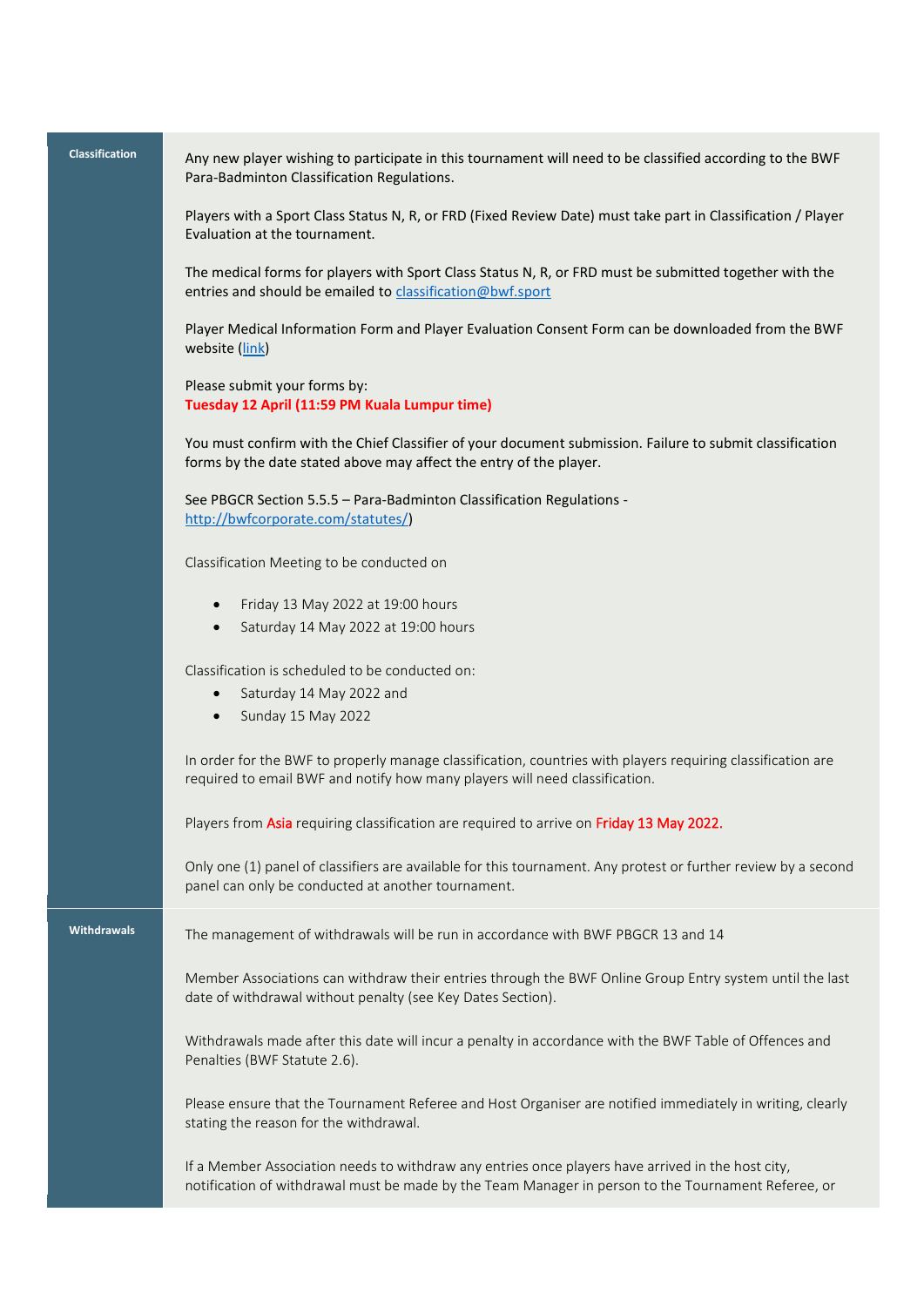## Classification

Any new player wishing to participate in this tournament will need to be classified according to the BWF Para-Badminton Classification Regulations.

Players with a Sport Class Status N, R, or FRD (Fixed Review Date) must take part in Classification / Player Evaluation at the tournament.

The medical forms for players with Sport Class Status N, R, or FRD must be submitted together with the entries and should be emailed to [classification@bwf.sport](mailto:classification@bwf.sport)

Player Medical Information Form and Player Evaluation Consent Form can be downloaded from the BWF website ([link](#))

Please submit your forms by:
**Tuesday 12 April (11:59 PM Kuala Lumpur time)**

You must confirm with the Chief Classifier of your document submission. Failure to submit classification forms by the date stated above may affect the entry of the player.

See PBGCR Section 5.5.5 – Para-Badminton Classification Regulations - [http://bwfcorporate.com/statutes/](http://bwfcorporate.com/statutes/))

Classification Meeting to be conducted on

- Friday 13 May 2022 at 19:00 hours
- Saturday 14 May 2022 at 19:00 hours

Classification is scheduled to be conducted on:

- Saturday 14 May 2022 and
- Sunday 15 May 2022

In order for the BWF to properly manage classification, countries with players requiring classification are required to email BWF and notify how many players will need classification.

Players from Asia requiring classification are required to arrive on Friday 13 May 2022.

Only one (1) panel of classifiers are available for this tournament. Any protest or further review by a second panel can only be conducted at another tournament.

## Withdrawals

The management of withdrawals will be run in accordance with BWF PBGCR 13 and 14

Member Associations can withdraw their entries through the BWF Online Group Entry system until the last date of withdrawal without penalty (see Key Dates Section).

Withdrawals made after this date will incur a penalty in accordance with the BWF Table of Offences and Penalties (BWF Statute 2.6).

Please ensure that the Tournament Referee and Host Organiser are notified immediately in writing, clearly stating the reason for the withdrawal.

If a Member Association needs to withdraw any entries once players have arrived in the host city, notification of withdrawal must be made by the Team Manager in person to the Tournament Referee, or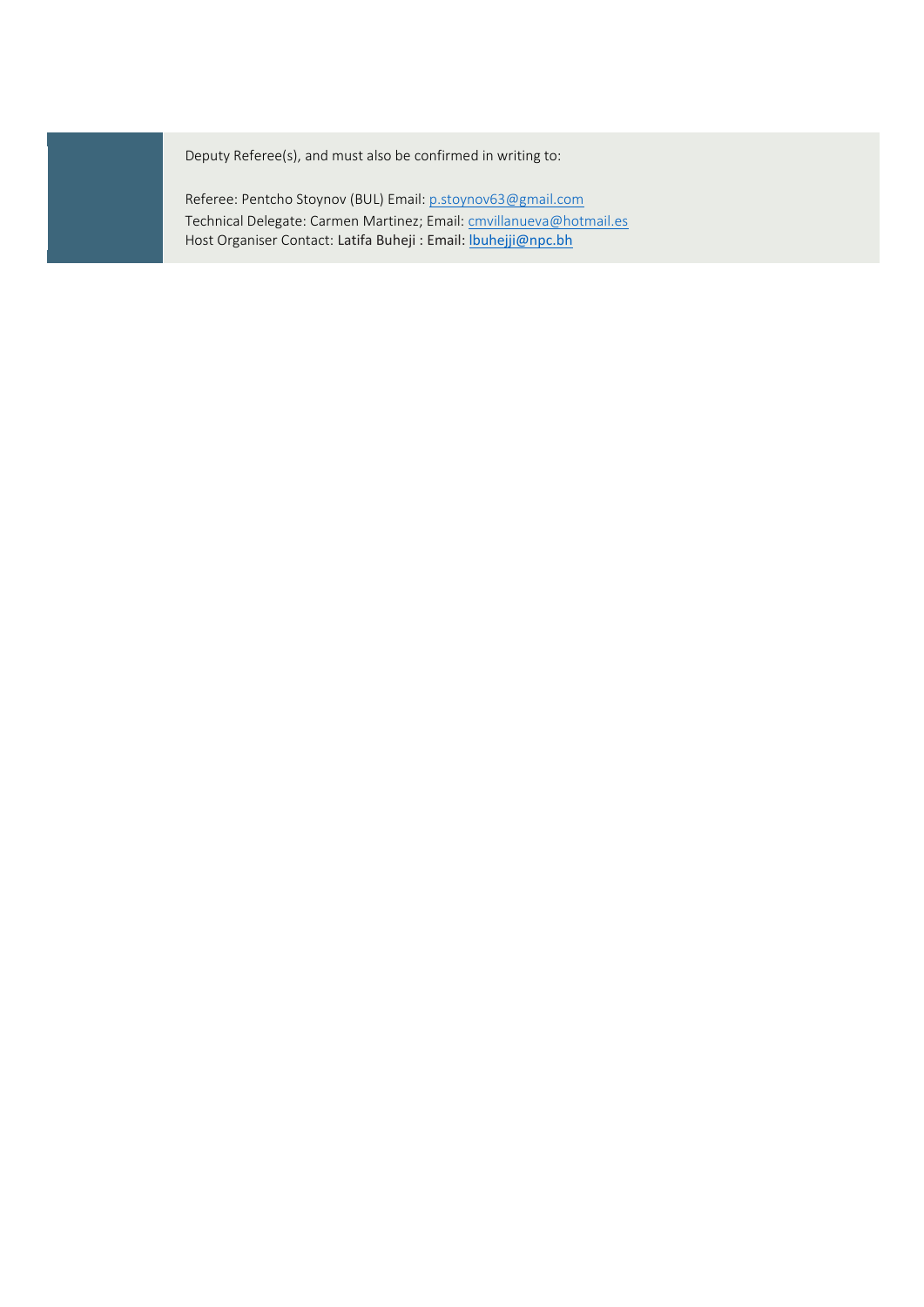Deputy Referee(s), and must also be confirmed in writing to:

Referee: Pentcho Stoynov (BUL) Email: p.stoynov63@gmail.com
Technical Delegate: Carmen Martinez; Email: cmvillanueva@hotmail.es
Host Organiser Contact: Latifa Buheji : Email: lbuhejji@npc.bh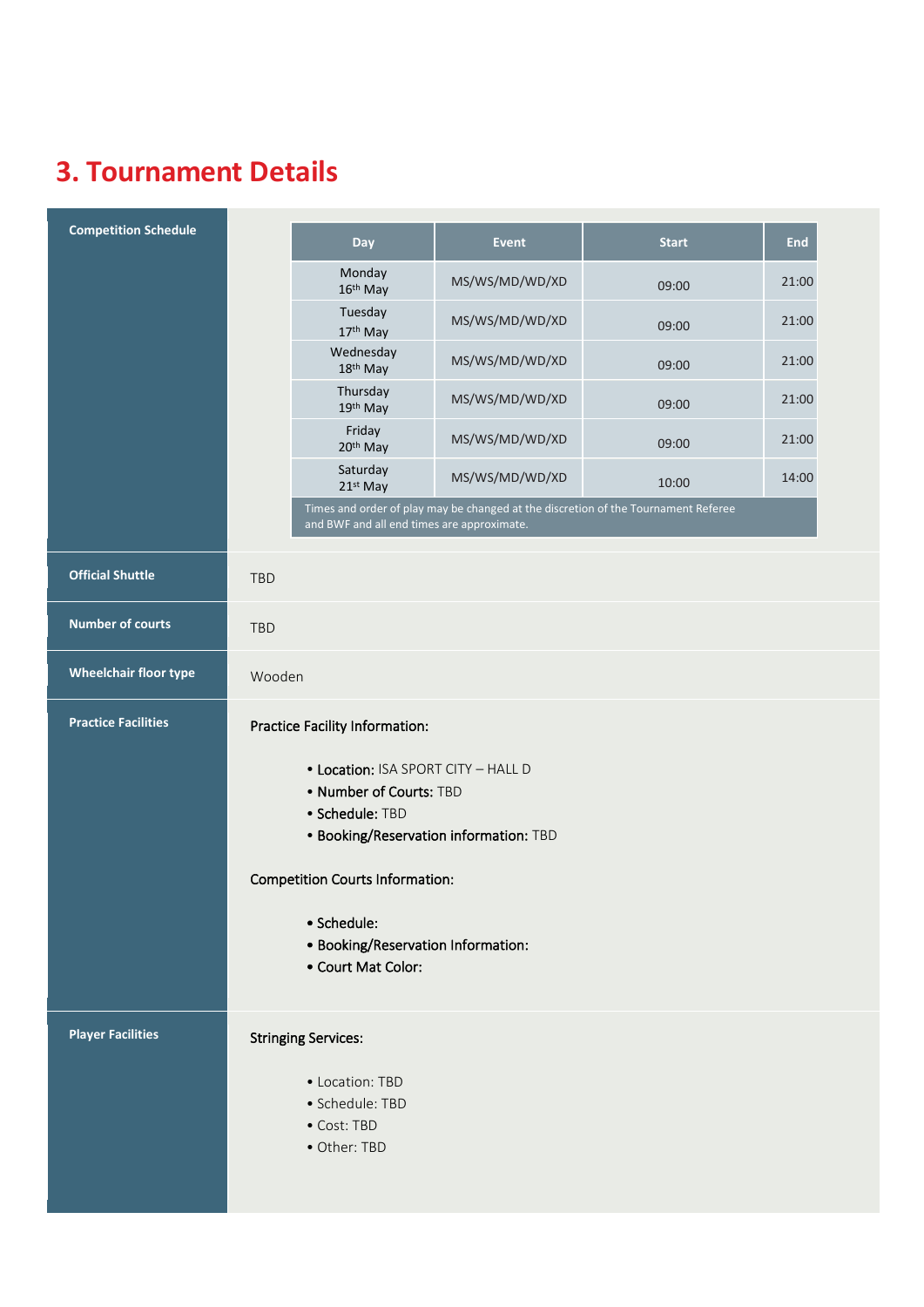# 3. Tournament Details

**Competition Schedule**

| Day | Event | Start | End |
|---|---|---|---|
| Monday 16th May | MS/WS/MD/WD/XD | 09:00 | 21:00 |
| Tuesday 17th May | MS/WS/MD/WD/XD | 09:00 | 21:00 |
| Wednesday 18th May | MS/WS/MD/WD/XD | 09:00 | 21:00 |
| Thursday 19th May | MS/WS/MD/WD/XD | 09:00 | 21:00 |
| Friday 20th May | MS/WS/MD/WD/XD | 09:00 | 21:00 |
| Saturday 21st May | MS/WS/MD/WD/XD | 10:00 | 14:00 |

Times and order of play may be changed at the discretion of the Tournament Referee and BWF and all end times are approximate.

**Official Shuttle**

TBD

**Number of courts**

TBD

**Wheelchair floor type**

Wooden

**Practice Facilities**

Practice Facility Information:

- **Location:** ISA SPORT CITY – HALL D
- **Number of Courts:** TBD
- **Schedule:** TBD
- **Booking/Reservation information:** TBD

Competition Courts Information:

- Schedule:
- Booking/Reservation Information:
- Court Mat Color:

**Player Facilities**

Stringing Services:

- Location: TBD
- Schedule: TBD
- Cost: TBD
- Other: TBD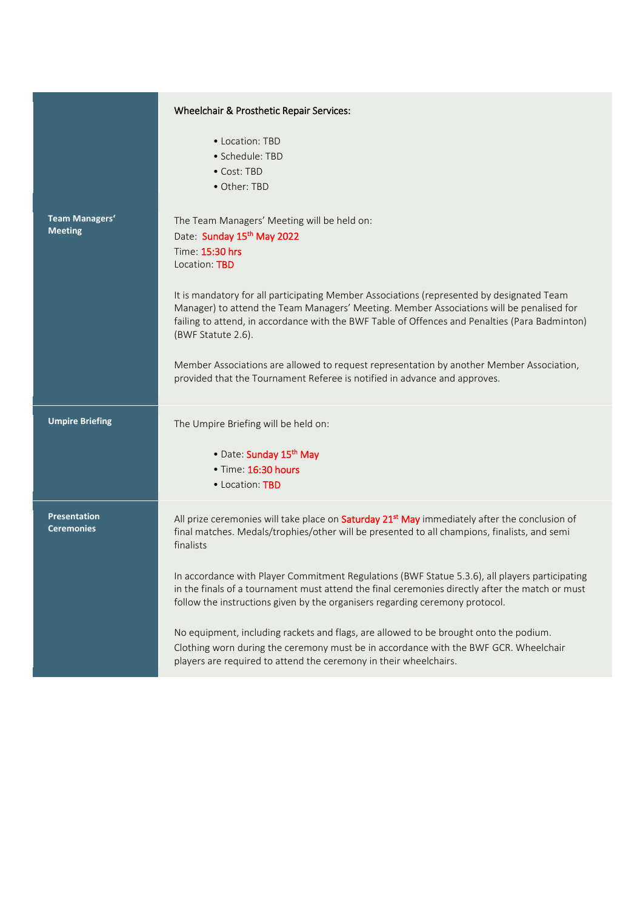| | |
|---|---|
| | **Wheelchair & Prosthetic Repair Services:**<br><br>• Location: TBD<br>• Schedule: TBD<br>• Cost: TBD<br>• Other: TBD |
| **Team Managers' Meeting** | The Team Managers' Meeting will be held on:<br>Date: Sunday 15th May 2022<br>Time: 15:30 hrs<br>Location: TBD<br><br>It is mandatory for all participating Member Associations (represented by designated Team Manager) to attend the Team Managers' Meeting. Member Associations will be penalised for failing to attend, in accordance with the BWF Table of Offences and Penalties (Para Badminton) (BWF Statute 2.6).<br><br>Member Associations are allowed to request representation by another Member Association, provided that the Tournament Referee is notified in advance and approves. |
| **Umpire Briefing** | The Umpire Briefing will be held on:<br><br>• Date: Sunday 15th May<br>• Time: 16:30 hours<br>• Location: TBD |
| **Presentation Ceremonies** | All prize ceremonies will take place on Saturday 21st May immediately after the conclusion of final matches. Medals/trophies/other will be presented to all champions, finalists, and semi finalists<br><br>In accordance with Player Commitment Regulations (BWF Statue 5.3.6), all players participating in the finals of a tournament must attend the final ceremonies directly after the match or must follow the instructions given by the organisers regarding ceremony protocol.<br><br>No equipment, including rackets and flags, are allowed to be brought onto the podium. Clothing worn during the ceremony must be in accordance with the BWF GCR. Wheelchair players are required to attend the ceremony in their wheelchairs. |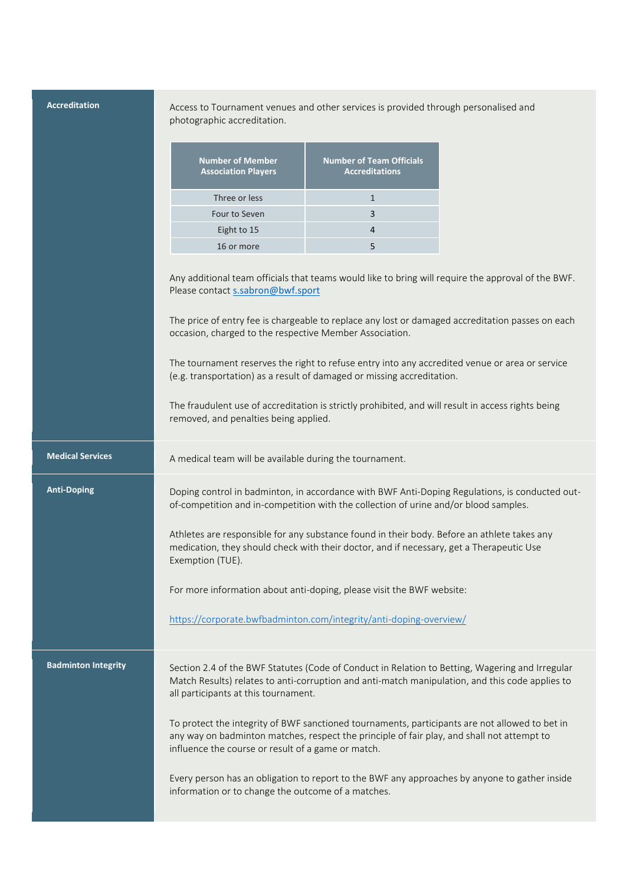## Accreditation

Access to Tournament venues and other services is provided through personalised and photographic accreditation.

| Number of Member Association Players | Number of Team Officials Accreditations |
|---|---|
| Three or less | 1 |
| Four to Seven | 3 |
| Eight to 15 | 4 |
| 16 or more | 5 |

Any additional team officials that teams would like to bring will require the approval of the BWF. Please contact s.sabron@bwf.sport

The price of entry fee is chargeable to replace any lost or damaged accreditation passes on each occasion, charged to the respective Member Association.

The tournament reserves the right to refuse entry into any accredited venue or area or service (e.g. transportation) as a result of damaged or missing accreditation.

The fraudulent use of accreditation is strictly prohibited, and will result in access rights being removed, and penalties being applied.

## Medical Services

A medical team will be available during the tournament.

## Anti-Doping

Doping control in badminton, in accordance with BWF Anti-Doping Regulations, is conducted out-of-competition and in-competition with the collection of urine and/or blood samples.

Athletes are responsible for any substance found in their body. Before an athlete takes any medication, they should check with their doctor, and if necessary, get a Therapeutic Use Exemption (TUE).

For more information about anti-doping, please visit the BWF website:

https://corporate.bwfbadminton.com/integrity/anti-doping-overview/

## Badminton Integrity

Section 2.4 of the BWF Statutes (Code of Conduct in Relation to Betting, Wagering and Irregular Match Results) relates to anti-corruption and anti-match manipulation, and this code applies to all participants at this tournament.

To protect the integrity of BWF sanctioned tournaments, participants are not allowed to bet in any way on badminton matches, respect the principle of fair play, and shall not attempt to influence the course or result of a game or match.

Every person has an obligation to report to the BWF any approaches by anyone to gather inside information or to change the outcome of a matches.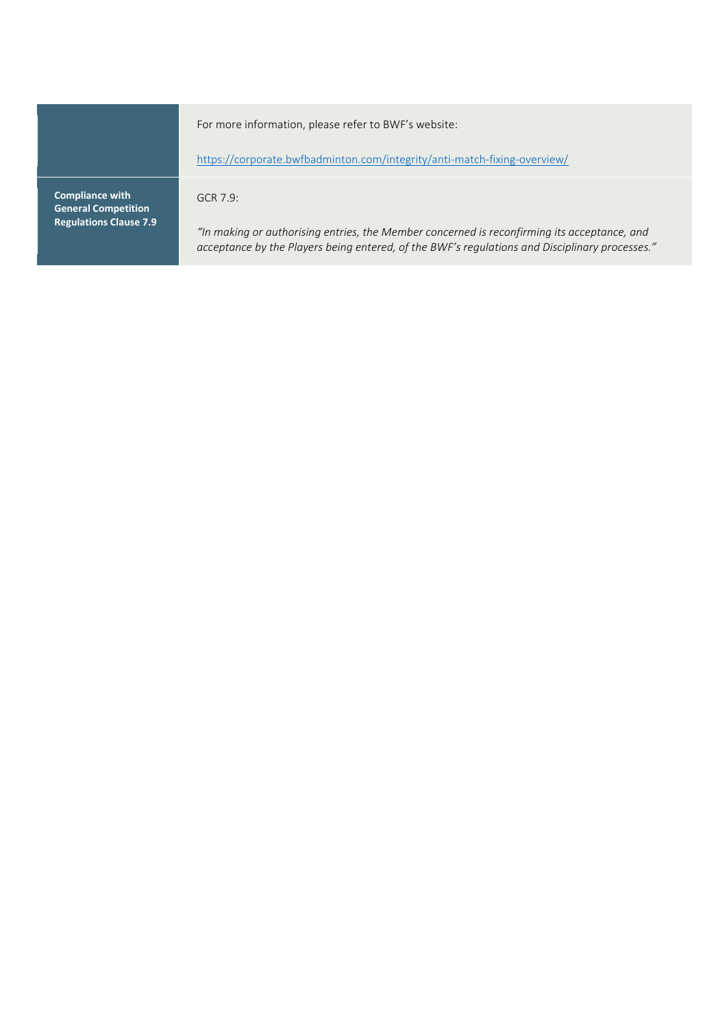| | |
|---|---|
| | For more information, please refer to BWF's website:<br><br>https://corporate.bwfbadminton.com/integrity/anti-match-fixing-overview/ |
| **Compliance with General Competition Regulations Clause 7.9** | GCR 7.9:<br><br>*"In making or authorising entries, the Member concerned is reconfirming its acceptance, and acceptance by the Players being entered, of the BWF's regulations and Disciplinary processes."* |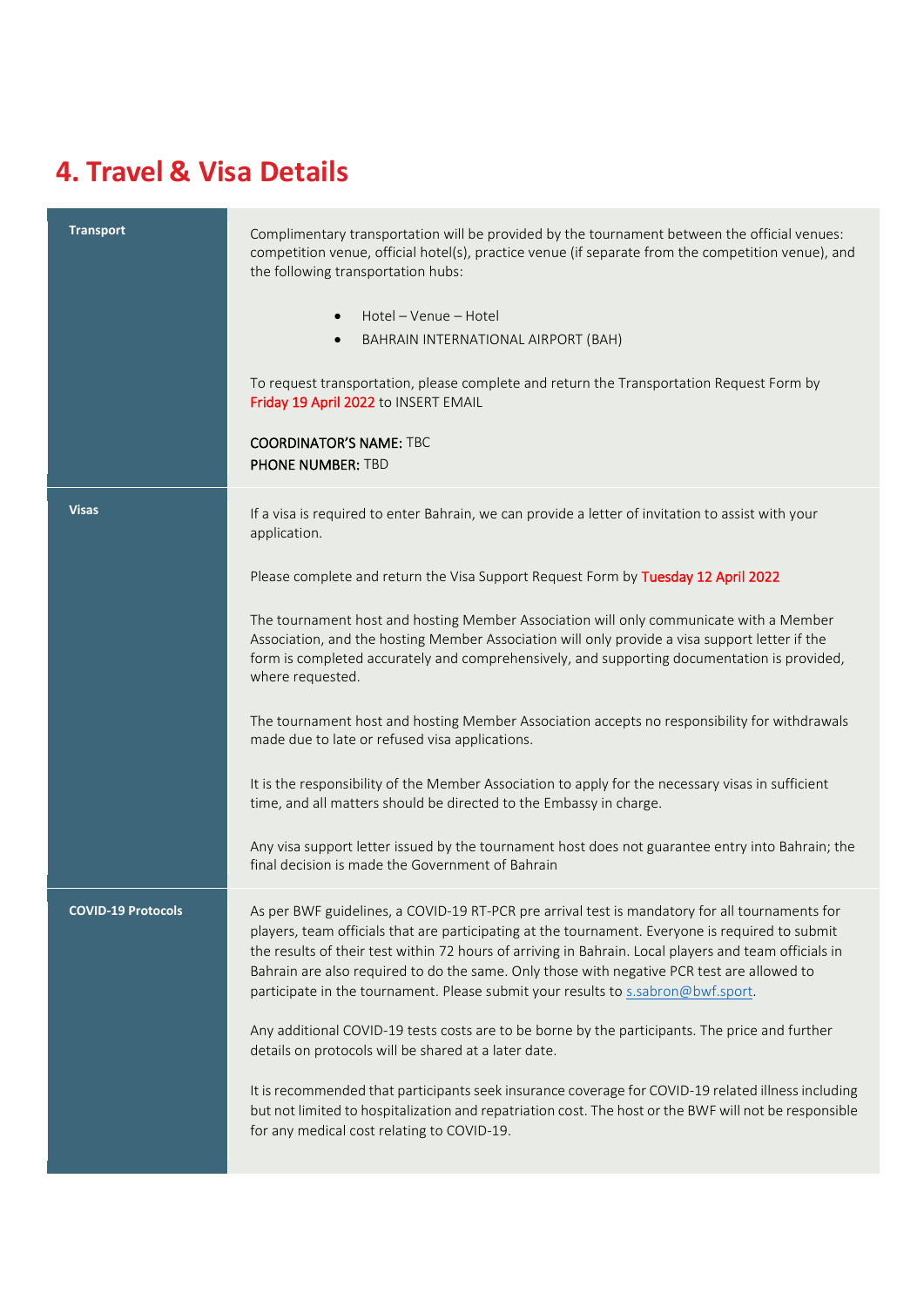# 4. Travel & Visa Details

| | |
|---|---|
| **Transport** | Complimentary transportation will be provided by the tournament between the official venues: competition venue, official hotel(s), practice venue (if separate from the competition venue), and the following transportation hubs:<br><br>• Hotel – Venue – Hotel<br>• BAHRAIN INTERNATIONAL AIRPORT (BAH)<br><br>To request transportation, please complete and return the Transportation Request Form by Friday 19 April 2022 to INSERT EMAIL<br><br>**COORDINATOR'S NAME:** TBC<br>**PHONE NUMBER:** TBD |
| **Visas** | If a visa is required to enter Bahrain, we can provide a letter of invitation to assist with your application.<br><br>Please complete and return the Visa Support Request Form by Tuesday 12 April 2022<br><br>The tournament host and hosting Member Association will only communicate with a Member Association, and the hosting Member Association will only provide a visa support letter if the form is completed accurately and comprehensively, and supporting documentation is provided, where requested.<br><br>The tournament host and hosting Member Association accepts no responsibility for withdrawals made due to late or refused visa applications.<br><br>It is the responsibility of the Member Association to apply for the necessary visas in sufficient time, and all matters should be directed to the Embassy in charge.<br><br>Any visa support letter issued by the tournament host does not guarantee entry into Bahrain; the final decision is made the Government of Bahrain |
| **COVID-19 Protocols** | As per BWF guidelines, a COVID-19 RT-PCR pre arrival test is mandatory for all tournaments for players, team officials that are participating at the tournament. Everyone is required to submit the results of their test within 72 hours of arriving in Bahrain. Local players and team officials in Bahrain are also required to do the same. Only those with negative PCR test are allowed to participate in the tournament. Please submit your results to s.sabron@bwf.sport.<br><br>Any additional COVID-19 tests costs are to be borne by the participants. The price and further details on protocols will be shared at a later date.<br><br>It is recommended that participants seek insurance coverage for COVID-19 related illness including but not limited to hospitalization and repatriation cost. The host or the BWF will not be responsible for any medical cost relating to COVID-19. |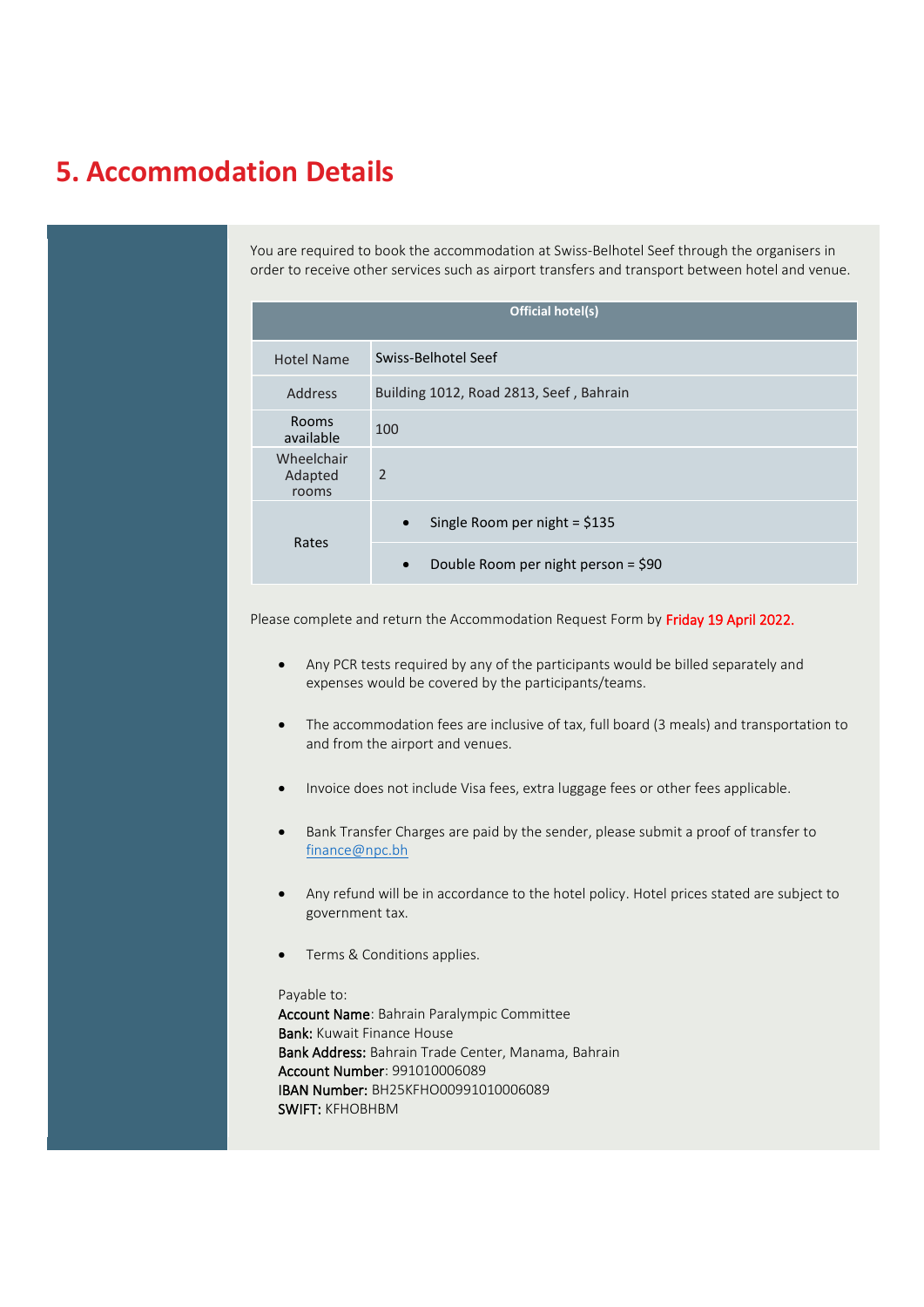## 5. Accommodation Details

You are required to book the accommodation at Swiss-Belhotel Seef through the organisers in order to receive other services such as airport transfers and transport between hotel and venue.

| Official hotel(s) | |
|---|---|
| Hotel Name | Swiss-Belhotel Seef |
| Address | Building 1012, Road 2813, Seef , Bahrain |
| Rooms available | 100 |
| Wheelchair Adapted rooms | 2 |
| Rates | • Single Room per night = $135 |
| | • Double Room per night person = $90 |

Please complete and return the Accommodation Request Form by **Friday 19 April 2022.**

- Any PCR tests required by any of the participants would be billed separately and expenses would be covered by the participants/teams.
- The accommodation fees are inclusive of tax, full board (3 meals) and transportation to and from the airport and venues.
- Invoice does not include Visa fees, extra luggage fees or other fees applicable.
- Bank Transfer Charges are paid by the sender, please submit a proof of transfer to finance@npc.bh
- Any refund will be in accordance to the hotel policy. Hotel prices stated are subject to government tax.
- Terms & Conditions applies.

Payable to:
**Account Name**: Bahrain Paralympic Committee
**Bank:** Kuwait Finance House
**Bank Address:** Bahrain Trade Center, Manama, Bahrain
**Account Number**: 991010006089
**IBAN Number:** BH25KFHO00991010006089
**SWIFT:** KFHOBHBM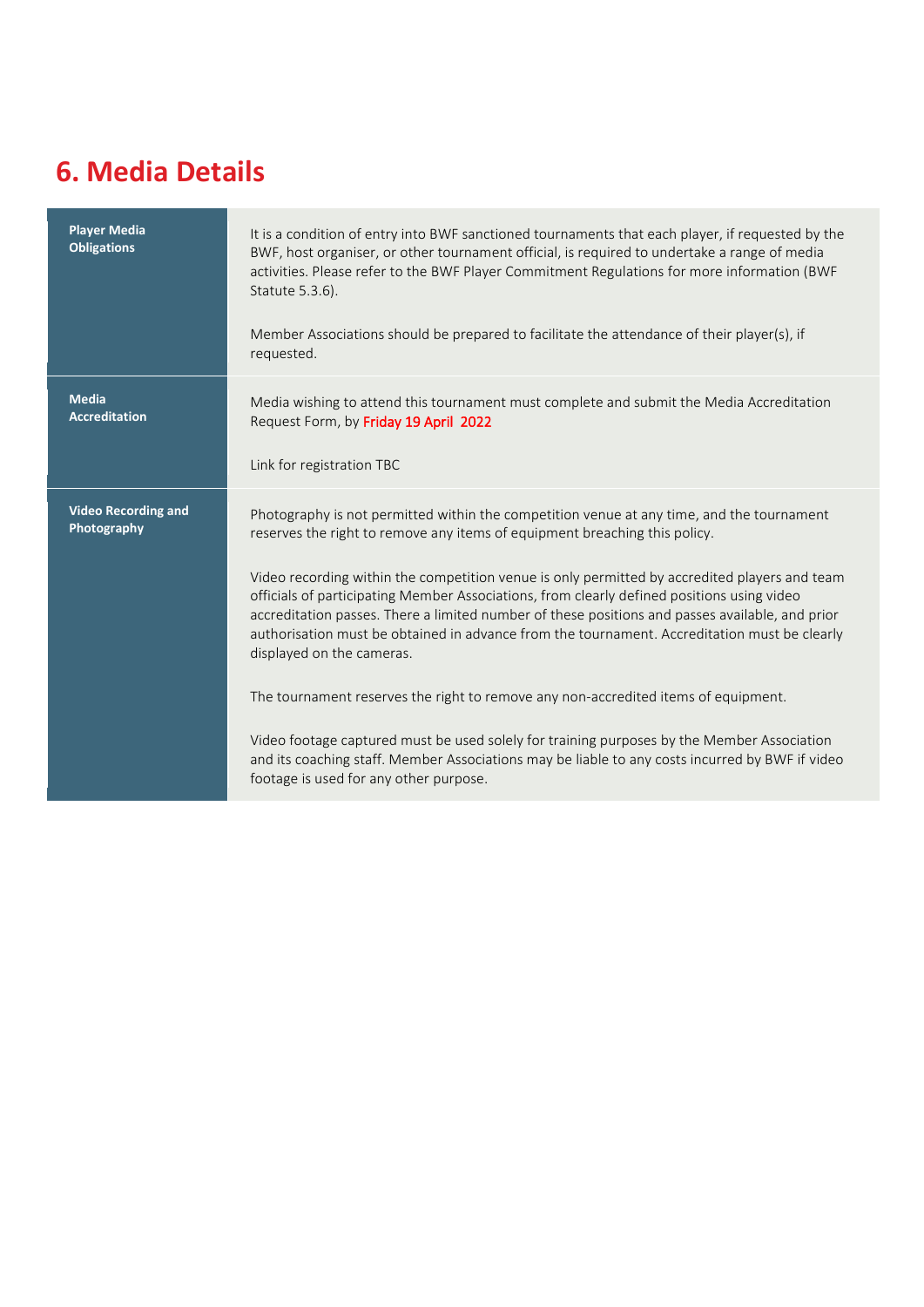# 6. Media Details

| | |
|---|---|
| **Player Media Obligations** | It is a condition of entry into BWF sanctioned tournaments that each player, if requested by the BWF, host organiser, or other tournament official, is required to undertake a range of media activities. Please refer to the BWF Player Commitment Regulations for more information (BWF Statute 5.3.6).<br><br>Member Associations should be prepared to facilitate the attendance of their player(s), if requested. |
| **Media Accreditation** | Media wishing to attend this tournament must complete and submit the Media Accreditation Request Form, by Friday 19 April 2022<br><br>Link for registration TBC |
| **Video Recording and Photography** | Photography is not permitted within the competition venue at any time, and the tournament reserves the right to remove any items of equipment breaching this policy.<br><br>Video recording within the competition venue is only permitted by accredited players and team officials of participating Member Associations, from clearly defined positions using video accreditation passes. There a limited number of these positions and passes available, and prior authorisation must be obtained in advance from the tournament. Accreditation must be clearly displayed on the cameras.<br><br>The tournament reserves the right to remove any non-accredited items of equipment.<br><br>Video footage captured must be used solely for training purposes by the Member Association and its coaching staff. Member Associations may be liable to any costs incurred by BWF if video footage is used for any other purpose. |